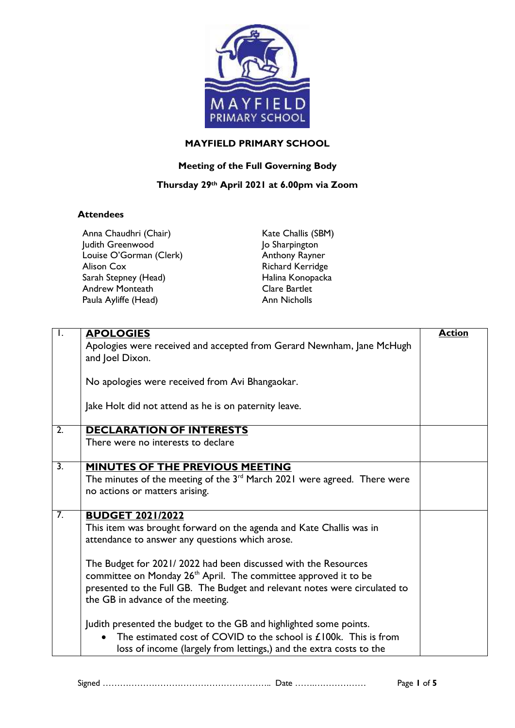# MAYFIELD PRIMARY SCHOOL

## Meeting of the Full Governing Body

### Thursday 29th April 2021 at 6.00pm via Zoom

**Attendees**

Anna Chaudhri (Chair)
Judith Greenwood
Louise O'Gorman (Clerk)
Alison Cox
Sarah Stepney (Head)
Andrew Monteath
Paula Ayliffe (Head)
Kate Challis (SBM)
Jo Sharpington
Anthony Rayner
Richard Kerridge
Halina Konopacka
Clare Bartlet
Ann Nicholls

| | | **Action** |
|---|---|---|
| 1. | **APOLOGIES**<br>Apologies were received and accepted from Gerard Newnham, Jane McHugh and Joel Dixon.<br><br>No apologies were received from Avi Bhangaokar.<br><br>Jake Holt did not attend as he is on paternity leave. | |
| 2. | **DECLARATION OF INTERESTS**<br>There were no interests to declare | |
| 3. | **MINUTES OF THE PREVIOUS MEETING**<br>The minutes of the meeting of the 3rd March 2021 were agreed. There were no actions or matters arising. | |
| 7. | **BUDGET 2021/2022**<br>This item was brought forward on the agenda and Kate Challis was in attendance to answer any questions which arose.<br><br>The Budget for 2021/ 2022 had been discussed with the Resources committee on Monday 26th April. The committee approved it to be presented to the Full GB. The Budget and relevant notes were circulated to the GB in advance of the meeting.<br><br>Judith presented the budget to the GB and highlighted some points.<br>• The estimated cost of COVID to the school is £100k. This is from loss of income (largely from lettings,) and the extra costs to the | |

Signed ………………………………………………….. Date ……..………………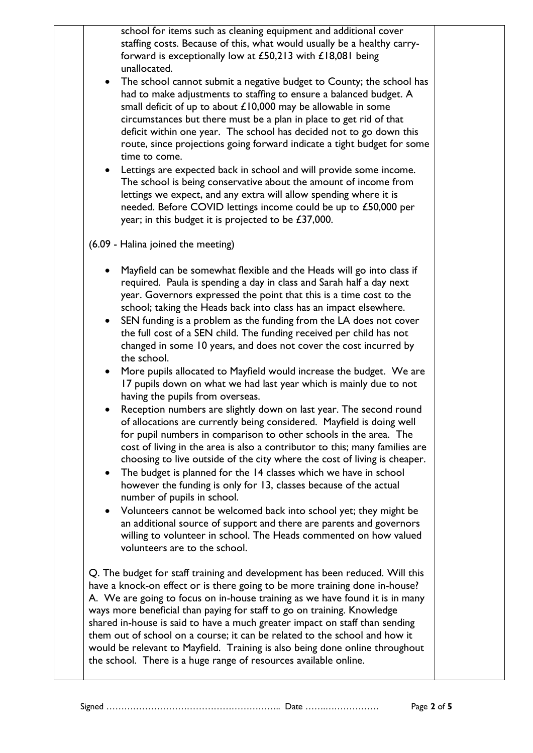school for items such as cleaning equipment and additional cover staffing costs. Because of this, what would usually be a healthy carry-forward is exceptionally low at £50,213 with £18,081 being unallocated.

- The school cannot submit a negative budget to County; the school has had to make adjustments to staffing to ensure a balanced budget. A small deficit of up to about £10,000 may be allowable in some circumstances but there must be a plan in place to get rid of that deficit within one year. The school has decided not to go down this route, since projections going forward indicate a tight budget for some time to come.
- Lettings are expected back in school and will provide some income. The school is being conservative about the amount of income from lettings we expect, and any extra will allow spending where it is needed. Before COVID lettings income could be up to £50,000 per year; in this budget it is projected to be £37,000.

(6.09 - Halina joined the meeting)

- Mayfield can be somewhat flexible and the Heads will go into class if required. Paula is spending a day in class and Sarah half a day next year. Governors expressed the point that this is a time cost to the school; taking the Heads back into class has an impact elsewhere.
- SEN funding is a problem as the funding from the LA does not cover the full cost of a SEN child. The funding received per child has not changed in some 10 years, and does not cover the cost incurred by the school.
- More pupils allocated to Mayfield would increase the budget. We are 17 pupils down on what we had last year which is mainly due to not having the pupils from overseas.
- Reception numbers are slightly down on last year. The second round of allocations are currently being considered. Mayfield is doing well for pupil numbers in comparison to other schools in the area. The cost of living in the area is also a contributor to this; many families are choosing to live outside of the city where the cost of living is cheaper.
- The budget is planned for the 14 classes which we have in school however the funding is only for 13, classes because of the actual number of pupils in school.
- Volunteers cannot be welcomed back into school yet; they might be an additional source of support and there are parents and governors willing to volunteer in school. The Heads commented on how valued volunteers are to the school.

Q. The budget for staff training and development has been reduced. Will this have a knock-on effect or is there going to be more training done in-house?
A. We are going to focus on in-house training as we have found it is in many ways more beneficial than paying for staff to go on training. Knowledge shared in-house is said to have a much greater impact on staff than sending them out of school on a course; it can be related to the school and how it would be relevant to Mayfield. Training is also being done online throughout the school. There is a huge range of resources available online.

Signed ………………………………………………….. Date ……..………………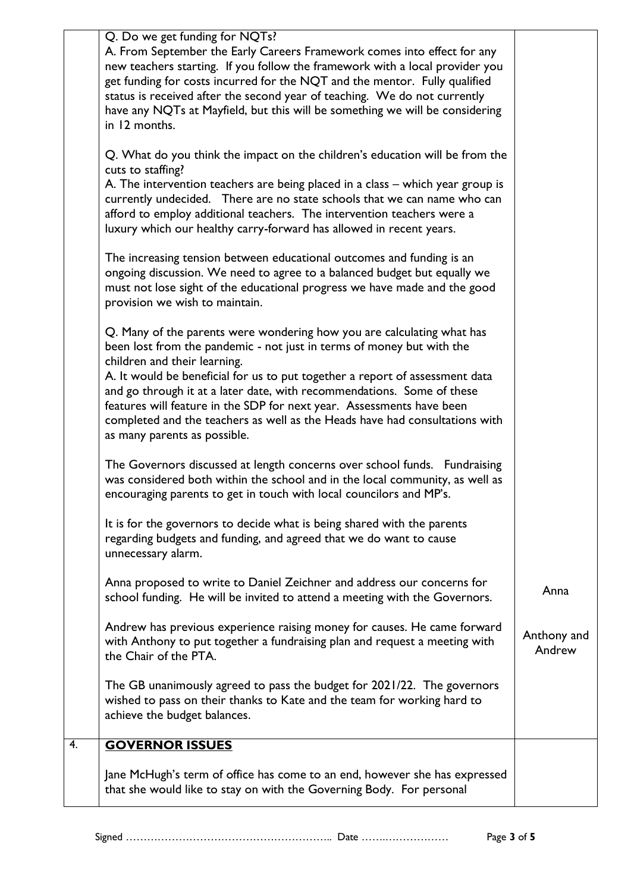| | | |
|---|---|---|
| | Q. Do we get funding for NQTs?<br>A. From September the Early Careers Framework comes into effect for any new teachers starting. If you follow the framework with a local provider you get funding for costs incurred for the NQT and the mentor. Fully qualified status is received after the second year of teaching. We do not currently have any NQTs at Mayfield, but this will be something we will be considering in 12 months.<br><br>Q. What do you think the impact on the children's education will be from the cuts to staffing?<br>A. The intervention teachers are being placed in a class – which year group is currently undecided. There are no state schools that we can name who can afford to employ additional teachers. The intervention teachers were a luxury which our healthy carry-forward has allowed in recent years.<br><br>The increasing tension between educational outcomes and funding is an ongoing discussion. We need to agree to a balanced budget but equally we must not lose sight of the educational progress we have made and the good provision we wish to maintain.<br><br>Q. Many of the parents were wondering how you are calculating what has been lost from the pandemic - not just in terms of money but with the children and their learning.<br>A. It would be beneficial for us to put together a report of assessment data and go through it at a later date, with recommendations. Some of these features will feature in the SDP for next year. Assessments have been completed and the teachers as well as the Heads have had consultations with as many parents as possible.<br><br>The Governors discussed at length concerns over school funds. Fundraising was considered both within the school and in the local community, as well as encouraging parents to get in touch with local councilors and MP's.<br><br>It is for the governors to decide what is being shared with the parents regarding budgets and funding, and agreed that we do want to cause unnecessary alarm. | |
| | Anna proposed to write to Daniel Zeichner and address our concerns for school funding. He will be invited to attend a meeting with the Governors. | Anna |
| | Andrew has previous experience raising money for causes. He came forward with Anthony to put together a fundraising plan and request a meeting with the Chair of the PTA. | Anthony and Andrew |
| | The GB unanimously agreed to pass the budget for 2021/22. The governors wished to pass on their thanks to Kate and the team for working hard to achieve the budget balances. | |
| 4. | **GOVERNOR ISSUES**<br><br>Jane McHugh's term of office has come to an end, however she has expressed that she would like to stay on with the Governing Body. For personal | |

Signed ………………………………………………….. Date ……..………………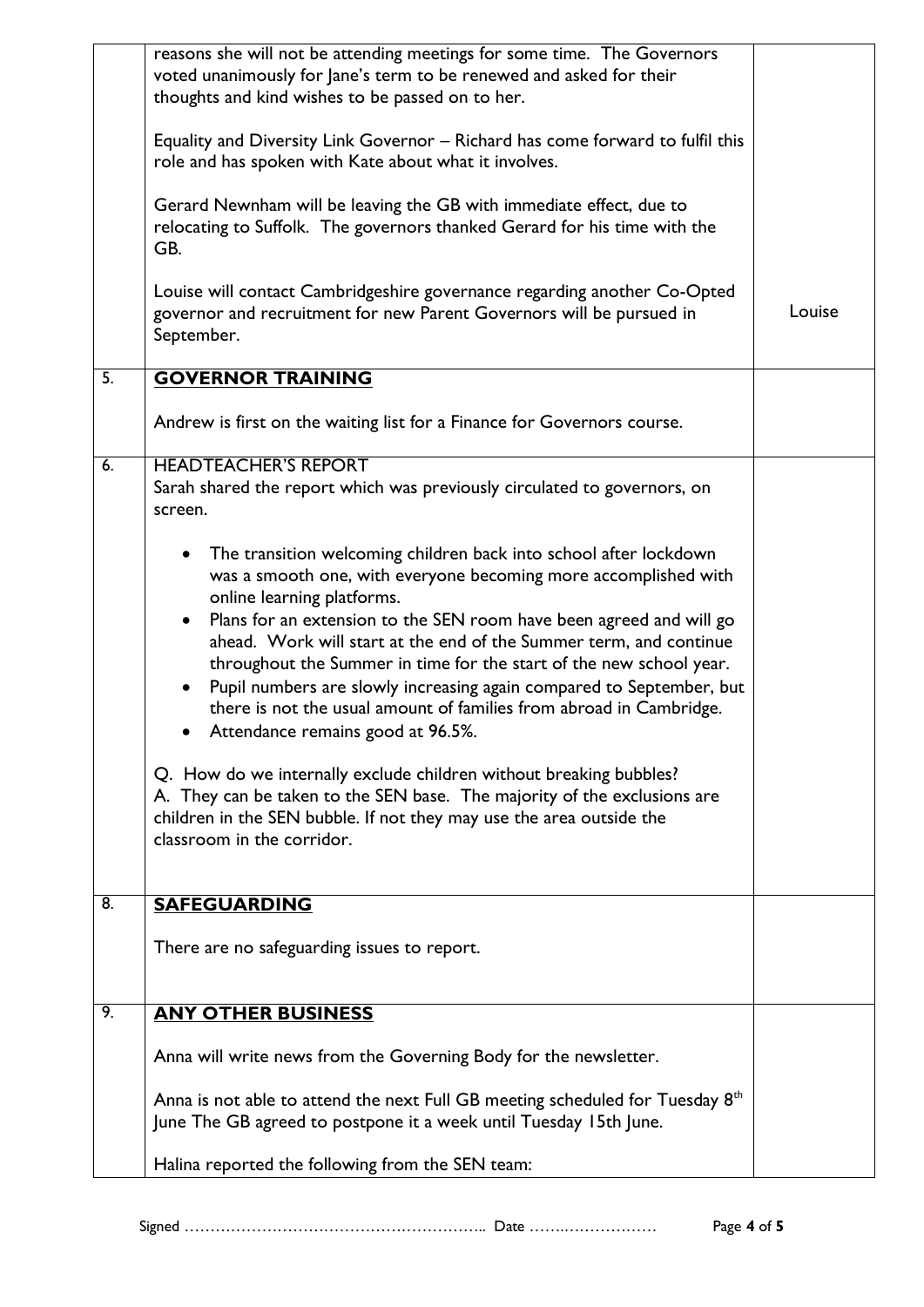| | | |
|---|---|---|
| | reasons she will not be attending meetings for some time. The Governors voted unanimously for Jane's term to be renewed and asked for their thoughts and kind wishes to be passed on to her.<br><br>Equality and Diversity Link Governor – Richard has come forward to fulfil this role and has spoken with Kate about what it involves.<br><br>Gerard Newnham will be leaving the GB with immediate effect, due to relocating to Suffolk. The governors thanked Gerard for his time with the GB.<br><br>Louise will contact Cambridgeshire governance regarding another Co-Opted governor and recruitment for new Parent Governors will be pursued in September. | Louise |
| 5. | **GOVERNOR TRAINING**<br><br>Andrew is first on the waiting list for a Finance for Governors course. | |
| 6. | HEADTEACHER'S REPORT<br>Sarah shared the report which was previously circulated to governors, on screen.<br><br>• The transition welcoming children back into school after lockdown was a smooth one, with everyone becoming more accomplished with online learning platforms.<br>• Plans for an extension to the SEN room have been agreed and will go ahead. Work will start at the end of the Summer term, and continue throughout the Summer in time for the start of the new school year.<br>• Pupil numbers are slowly increasing again compared to September, but there is not the usual amount of families from abroad in Cambridge.<br>• Attendance remains good at 96.5%.<br><br>Q. How do we internally exclude children without breaking bubbles?<br>A. They can be taken to the SEN base. The majority of the exclusions are children in the SEN bubble. If not they may use the area outside the classroom in the corridor. | |
| 8. | **SAFEGUARDING**<br><br>There are no safeguarding issues to report. | |
| 9. | **ANY OTHER BUSINESS**<br><br>Anna will write news from the Governing Body for the newsletter.<br><br>Anna is not able to attend the next Full GB meeting scheduled for Tuesday 8th June The GB agreed to postpone it a week until Tuesday 15th June.<br><br>Halina reported the following from the SEN team: | |

Signed …………………………………………………….. Date ……..………………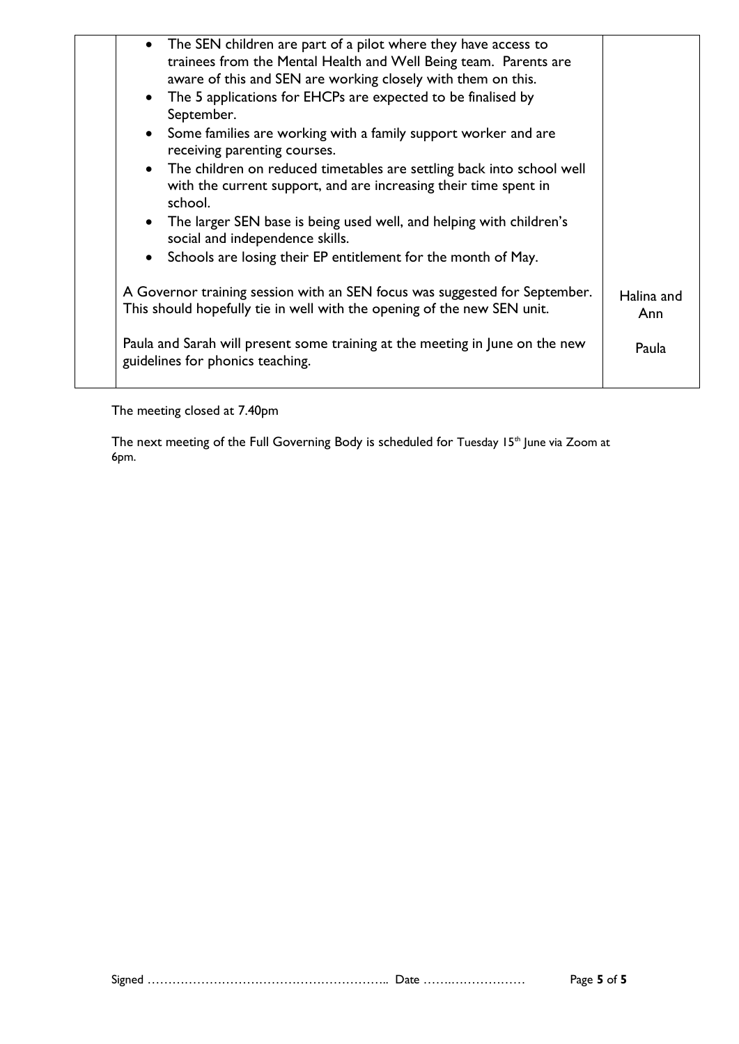| | | |
|---|---|---|
| | • The SEN children are part of a pilot where they have access to trainees from the Mental Health and Well Being team. Parents are aware of this and SEN are working closely with them on this.<br>• The 5 applications for EHCPs are expected to be finalised by September.<br>• Some families are working with a family support worker and are receiving parenting courses.<br>• The children on reduced timetables are settling back into school well with the current support, and are increasing their time spent in school.<br>• The larger SEN base is being used well, and helping with children's social and independence skills.<br>• Schools are losing their EP entitlement for the month of May.<br><br>A Governor training session with an SEN focus was suggested for September. This should hopefully tie in well with the opening of the new SEN unit.<br><br>Paula and Sarah will present some training at the meeting in June on the new guidelines for phonics teaching. | <br><br><br><br><br><br><br><br><br><br><br><br>Halina and Ann<br><br>Paula |

The meeting closed at 7.40pm

The next meeting of the Full Governing Body is scheduled for Tuesday 15th June via Zoom at 6pm.

Signed ………………………………………………….. Date ……..………………